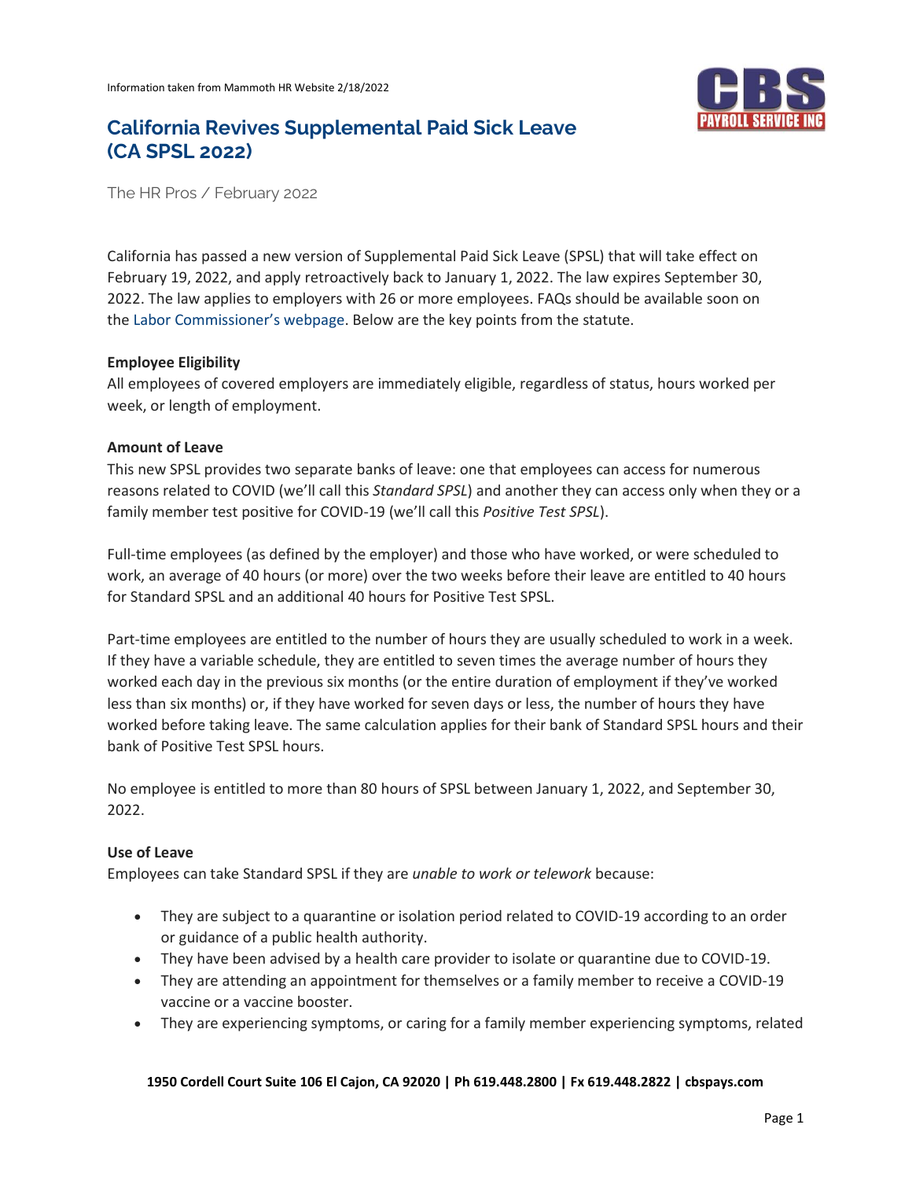Information taken from Mammoth HR Website 2/18/2022

# California Revives Supplemental Paid Sick Leave (CA SPSL 2022)

The HR Pros / February 2022

California has passed a new version of Supplemental Paid Sick Leave (SPSL) that will take effect on February 19, 2022, and apply retroactively back to January 1, 2022. The law expires September 30, 2022. The law applies to employers with 26 or more employees. FAQs should be available soon on the Labor Commissioner's webpage. Below are the key points from the statute.

**Employee Eligibility**

All employees of covered employers are immediately eligible, regardless of status, hours worked per week, or length of employment.

**Amount of Leave**

This new SPSL provides two separate banks of leave: one that employees can access for numerous reasons related to COVID (we'll call this *Standard SPSL*) and another they can access only when they or a family member test positive for COVID-19 (we'll call this *Positive Test SPSL*).

Full-time employees (as defined by the employer) and those who have worked, or were scheduled to work, an average of 40 hours (or more) over the two weeks before their leave are entitled to 40 hours for Standard SPSL and an additional 40 hours for Positive Test SPSL.

Part-time employees are entitled to the number of hours they are usually scheduled to work in a week. If they have a variable schedule, they are entitled to seven times the average number of hours they worked each day in the previous six months (or the entire duration of employment if they've worked less than six months) or, if they have worked for seven days or less, the number of hours they have worked before taking leave. The same calculation applies for their bank of Standard SPSL hours and their bank of Positive Test SPSL hours.

No employee is entitled to more than 80 hours of SPSL between January 1, 2022, and September 30, 2022.

**Use of Leave**

Employees can take Standard SPSL if they are *unable to work or telework* because:

- They are subject to a quarantine or isolation period related to COVID-19 according to an order or guidance of a public health authority.
- They have been advised by a health care provider to isolate or quarantine due to COVID-19.
- They are attending an appointment for themselves or a family member to receive a COVID-19 vaccine or a vaccine booster.
- They are experiencing symptoms, or caring for a family member experiencing symptoms, related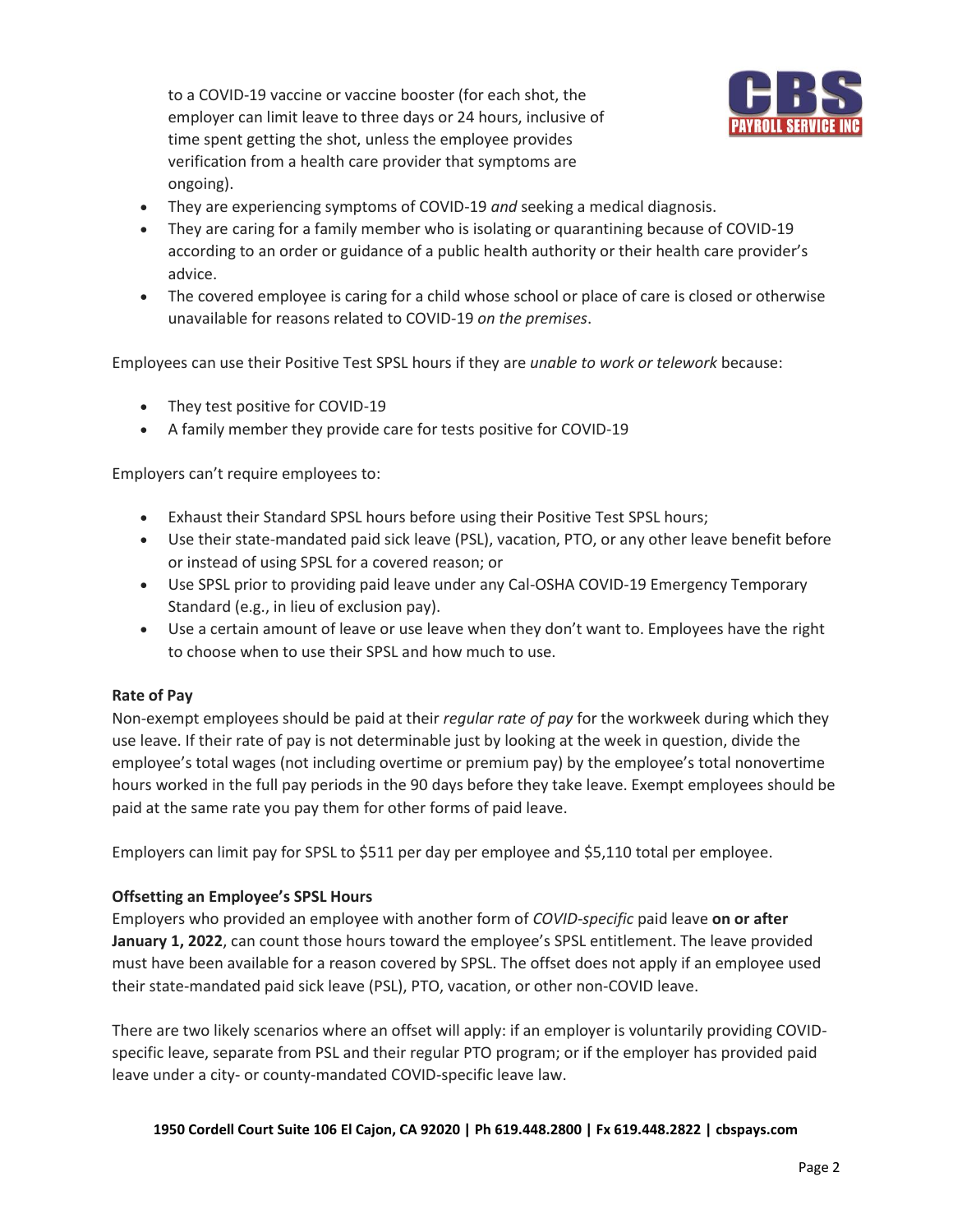to a COVID-19 vaccine or vaccine booster (for each shot, the employer can limit leave to three days or 24 hours, inclusive of time spent getting the shot, unless the employee provides verification from a health care provider that symptoms are ongoing).

- They are experiencing symptoms of COVID-19 *and* seeking a medical diagnosis.
- They are caring for a family member who is isolating or quarantining because of COVID-19 according to an order or guidance of a public health authority or their health care provider's advice.
- The covered employee is caring for a child whose school or place of care is closed or otherwise unavailable for reasons related to COVID-19 *on the premises*.

Employees can use their Positive Test SPSL hours if they are *unable to work or telework* because:

- They test positive for COVID-19
- A family member they provide care for tests positive for COVID-19

Employers can't require employees to:

- Exhaust their Standard SPSL hours before using their Positive Test SPSL hours;
- Use their state-mandated paid sick leave (PSL), vacation, PTO, or any other leave benefit before or instead of using SPSL for a covered reason; or
- Use SPSL prior to providing paid leave under any Cal-OSHA COVID-19 Emergency Temporary Standard (e.g., in lieu of exclusion pay).
- Use a certain amount of leave or use leave when they don't want to. Employees have the right to choose when to use their SPSL and how much to use.

**Rate of Pay**

Non-exempt employees should be paid at their *regular rate of pay* for the workweek during which they use leave. If their rate of pay is not determinable just by looking at the week in question, divide the employee's total wages (not including overtime or premium pay) by the employee's total nonovertime hours worked in the full pay periods in the 90 days before they take leave. Exempt employees should be paid at the same rate you pay them for other forms of paid leave.

Employers can limit pay for SPSL to $511 per day per employee and $5,110 total per employee.

**Offsetting an Employee's SPSL Hours**

Employers who provided an employee with another form of *COVID-specific* paid leave **on or after January 1, 2022**, can count those hours toward the employee's SPSL entitlement. The leave provided must have been available for a reason covered by SPSL. The offset does not apply if an employee used their state-mandated paid sick leave (PSL), PTO, vacation, or other non-COVID leave.

There are two likely scenarios where an offset will apply: if an employer is voluntarily providing COVID-specific leave, separate from PSL and their regular PTO program; or if the employer has provided paid leave under a city- or county-mandated COVID-specific leave law.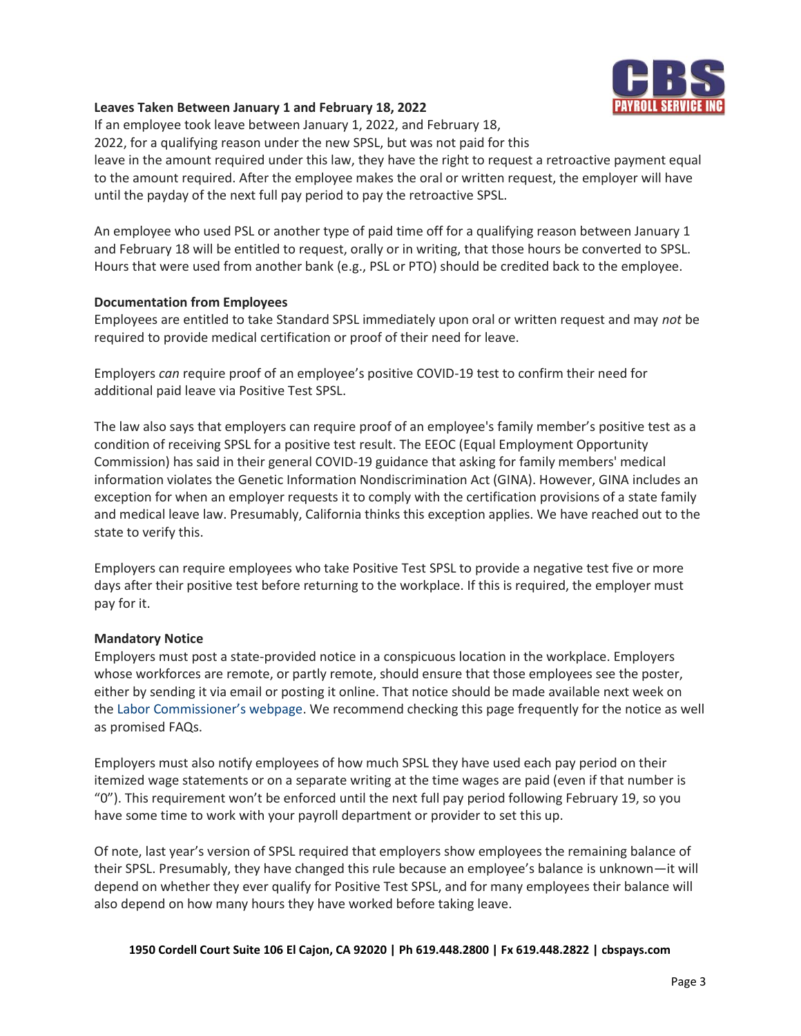**Leaves Taken Between January 1 and February 18, 2022**

If an employee took leave between January 1, 2022, and February 18, 2022, for a qualifying reason under the new SPSL, but was not paid for this leave in the amount required under this law, they have the right to request a retroactive payment equal to the amount required. After the employee makes the oral or written request, the employer will have until the payday of the next full pay period to pay the retroactive SPSL.

An employee who used PSL or another type of paid time off for a qualifying reason between January 1 and February 18 will be entitled to request, orally or in writing, that those hours be converted to SPSL. Hours that were used from another bank (e.g., PSL or PTO) should be credited back to the employee.

**Documentation from Employees**

Employees are entitled to take Standard SPSL immediately upon oral or written request and may *not* be required to provide medical certification or proof of their need for leave.

Employers *can* require proof of an employee's positive COVID-19 test to confirm their need for additional paid leave via Positive Test SPSL.

The law also says that employers can require proof of an employee's family member's positive test as a condition of receiving SPSL for a positive test result. The EEOC (Equal Employment Opportunity Commission) has said in their general COVID-19 guidance that asking for family members' medical information violates the Genetic Information Nondiscrimination Act (GINA). However, GINA includes an exception for when an employer requests it to comply with the certification provisions of a state family and medical leave law. Presumably, California thinks this exception applies. We have reached out to the state to verify this.

Employers can require employees who take Positive Test SPSL to provide a negative test five or more days after their positive test before returning to the workplace. If this is required, the employer must pay for it.

**Mandatory Notice**

Employers must post a state-provided notice in a conspicuous location in the workplace. Employers whose workforces are remote, or partly remote, should ensure that those employees see the poster, either by sending it via email or posting it online. That notice should be made available next week on the Labor Commissioner's webpage. We recommend checking this page frequently for the notice as well as promised FAQs.

Employers must also notify employees of how much SPSL they have used each pay period on their itemized wage statements or on a separate writing at the time wages are paid (even if that number is "0"). This requirement won't be enforced until the next full pay period following February 19, so you have some time to work with your payroll department or provider to set this up.

Of note, last year's version of SPSL required that employers show employees the remaining balance of their SPSL. Presumably, they have changed this rule because an employee's balance is unknown—it will depend on whether they ever qualify for Positive Test SPSL, and for many employees their balance will also depend on how many hours they have worked before taking leave.

**1950 Cordell Court Suite 106 El Cajon, CA 92020 | Ph 619.448.2800 | Fx 619.448.2822 | cbspays.com**